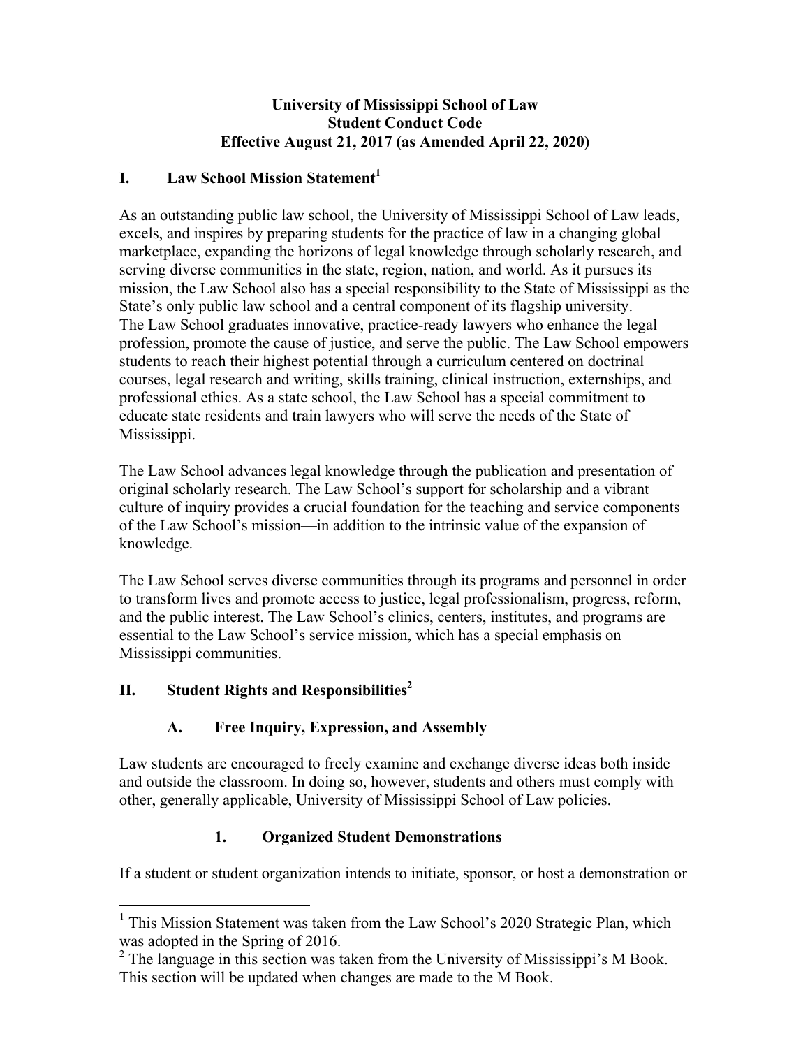# University of Mississippi School of Law
# Student Conduct Code
# Effective August 21, 2017 (as Amended April 22, 2020)

## I. Law School Mission Statement[1]

As an outstanding public law school, the University of Mississippi School of Law leads, excels, and inspires by preparing students for the practice of law in a changing global marketplace, expanding the horizons of legal knowledge through scholarly research, and serving diverse communities in the state, region, nation, and world. As it pursues its mission, the Law School also has a special responsibility to the State of Mississippi as the State's only public law school and a central component of its flagship university. The Law School graduates innovative, practice-ready lawyers who enhance the legal profession, promote the cause of justice, and serve the public. The Law School empowers students to reach their highest potential through a curriculum centered on doctrinal courses, legal research and writing, skills training, clinical instruction, externships, and professional ethics. As a state school, the Law School has a special commitment to educate state residents and train lawyers who will serve the needs of the State of Mississippi.

The Law School advances legal knowledge through the publication and presentation of original scholarly research. The Law School's support for scholarship and a vibrant culture of inquiry provides a crucial foundation for the teaching and service components of the Law School's mission—in addition to the intrinsic value of the expansion of knowledge.

The Law School serves diverse communities through its programs and personnel in order to transform lives and promote access to justice, legal professionalism, progress, reform, and the public interest. The Law School's clinics, centers, institutes, and programs are essential to the Law School's service mission, which has a special emphasis on Mississippi communities.

## II. Student Rights and Responsibilities[2]

### A. Free Inquiry, Expression, and Assembly

Law students are encouraged to freely examine and exchange diverse ideas both inside and outside the classroom. In doing so, however, students and others must comply with other, generally applicable, University of Mississippi School of Law policies.

#### 1. Organized Student Demonstrations

If a student or student organization intends to initiate, sponsor, or host a demonstration or

---

[1] This Mission Statement was taken from the Law School's 2020 Strategic Plan, which was adopted in the Spring of 2016.

[2] The language in this section was taken from the University of Mississippi's M Book. This section will be updated when changes are made to the M Book.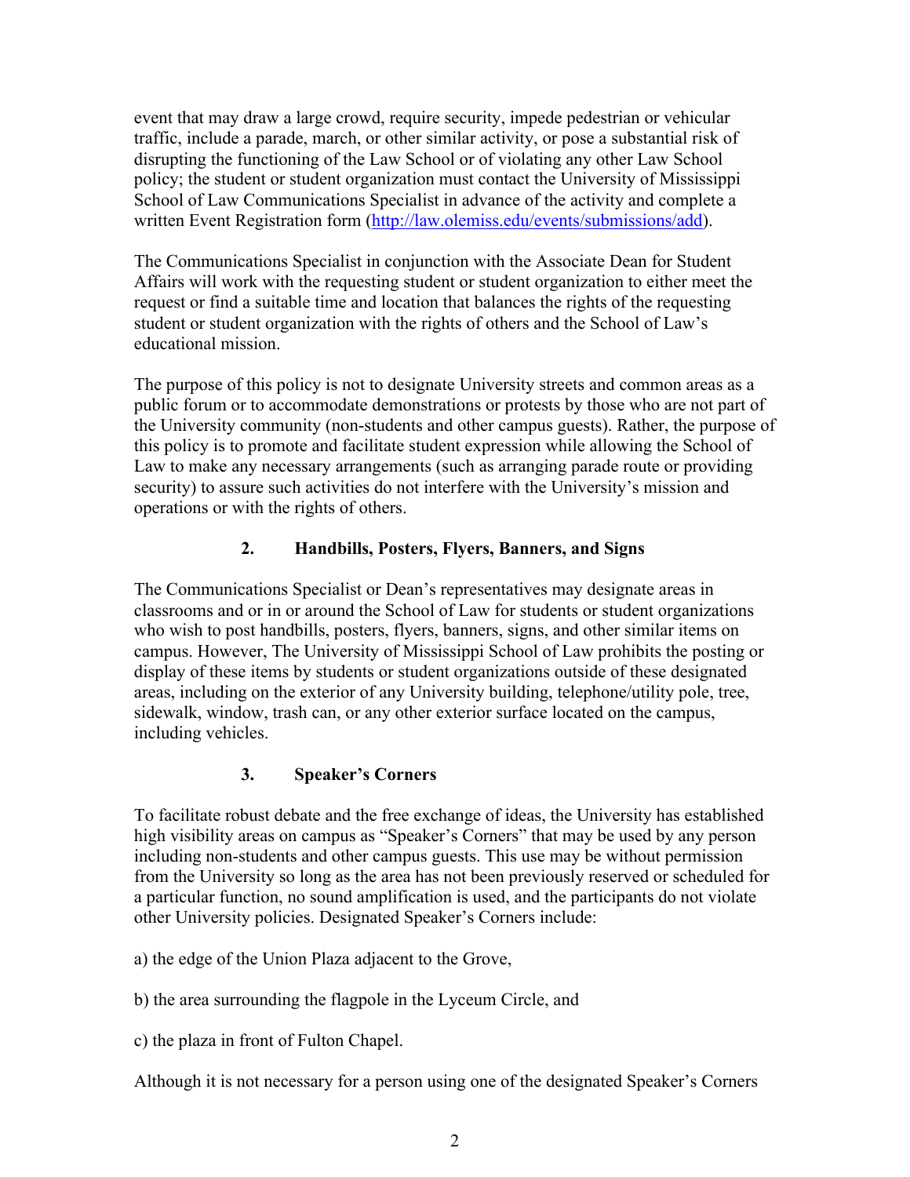event that may draw a large crowd, require security, impede pedestrian or vehicular traffic, include a parade, march, or other similar activity, or pose a substantial risk of disrupting the functioning of the Law School or of violating any other Law School policy; the student or student organization must contact the University of Mississippi School of Law Communications Specialist in advance of the activity and complete a written Event Registration form (http://law.olemiss.edu/events/submissions/add).

The Communications Specialist in conjunction with the Associate Dean for Student Affairs will work with the requesting student or student organization to either meet the request or find a suitable time and location that balances the rights of the requesting student or student organization with the rights of others and the School of Law's educational mission.

The purpose of this policy is not to designate University streets and common areas as a public forum or to accommodate demonstrations or protests by those who are not part of the University community (non-students and other campus guests). Rather, the purpose of this policy is to promote and facilitate student expression while allowing the School of Law to make any necessary arrangements (such as arranging parade route or providing security) to assure such activities do not interfere with the University's mission and operations or with the rights of others.

### 2. Handbills, Posters, Flyers, Banners, and Signs

The Communications Specialist or Dean's representatives may designate areas in classrooms and or in or around the School of Law for students or student organizations who wish to post handbills, posters, flyers, banners, signs, and other similar items on campus. However, The University of Mississippi School of Law prohibits the posting or display of these items by students or student organizations outside of these designated areas, including on the exterior of any University building, telephone/utility pole, tree, sidewalk, window, trash can, or any other exterior surface located on the campus, including vehicles.

### 3. Speaker's Corners

To facilitate robust debate and the free exchange of ideas, the University has established high visibility areas on campus as "Speaker's Corners" that may be used by any person including non-students and other campus guests. This use may be without permission from the University so long as the area has not been previously reserved or scheduled for a particular function, no sound amplification is used, and the participants do not violate other University policies. Designated Speaker's Corners include:

a) the edge of the Union Plaza adjacent to the Grove,

b) the area surrounding the flagpole in the Lyceum Circle, and

c) the plaza in front of Fulton Chapel.

Although it is not necessary for a person using one of the designated Speaker's Corners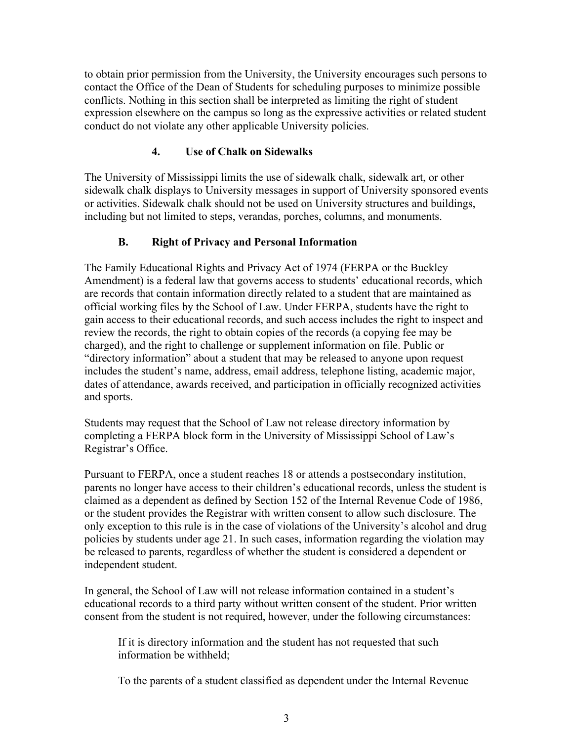to obtain prior permission from the University, the University encourages such persons to contact the Office of the Dean of Students for scheduling purposes to minimize possible conflicts. Nothing in this section shall be interpreted as limiting the right of student expression elsewhere on the campus so long as the expressive activities or related student conduct do not violate any other applicable University policies.

#### 4. Use of Chalk on Sidewalks

The University of Mississippi limits the use of sidewalk chalk, sidewalk art, or other sidewalk chalk displays to University messages in support of University sponsored events or activities. Sidewalk chalk should not be used on University structures and buildings, including but not limited to steps, verandas, porches, columns, and monuments.

### B. Right of Privacy and Personal Information

The Family Educational Rights and Privacy Act of 1974 (FERPA or the Buckley Amendment) is a federal law that governs access to students' educational records, which are records that contain information directly related to a student that are maintained as official working files by the School of Law. Under FERPA, students have the right to gain access to their educational records, and such access includes the right to inspect and review the records, the right to obtain copies of the records (a copying fee may be charged), and the right to challenge or supplement information on file. Public or "directory information" about a student that may be released to anyone upon request includes the student's name, address, email address, telephone listing, academic major, dates of attendance, awards received, and participation in officially recognized activities and sports.

Students may request that the School of Law not release directory information by completing a FERPA block form in the University of Mississippi School of Law's Registrar's Office.

Pursuant to FERPA, once a student reaches 18 or attends a postsecondary institution, parents no longer have access to their children's educational records, unless the student is claimed as a dependent as defined by Section 152 of the Internal Revenue Code of 1986, or the student provides the Registrar with written consent to allow such disclosure. The only exception to this rule is in the case of violations of the University's alcohol and drug policies by students under age 21. In such cases, information regarding the violation may be released to parents, regardless of whether the student is considered a dependent or independent student.

In general, the School of Law will not release information contained in a student's educational records to a third party without written consent of the student. Prior written consent from the student is not required, however, under the following circumstances:

> If it is directory information and the student has not requested that such information be withheld;
>
> To the parents of a student classified as dependent under the Internal Revenue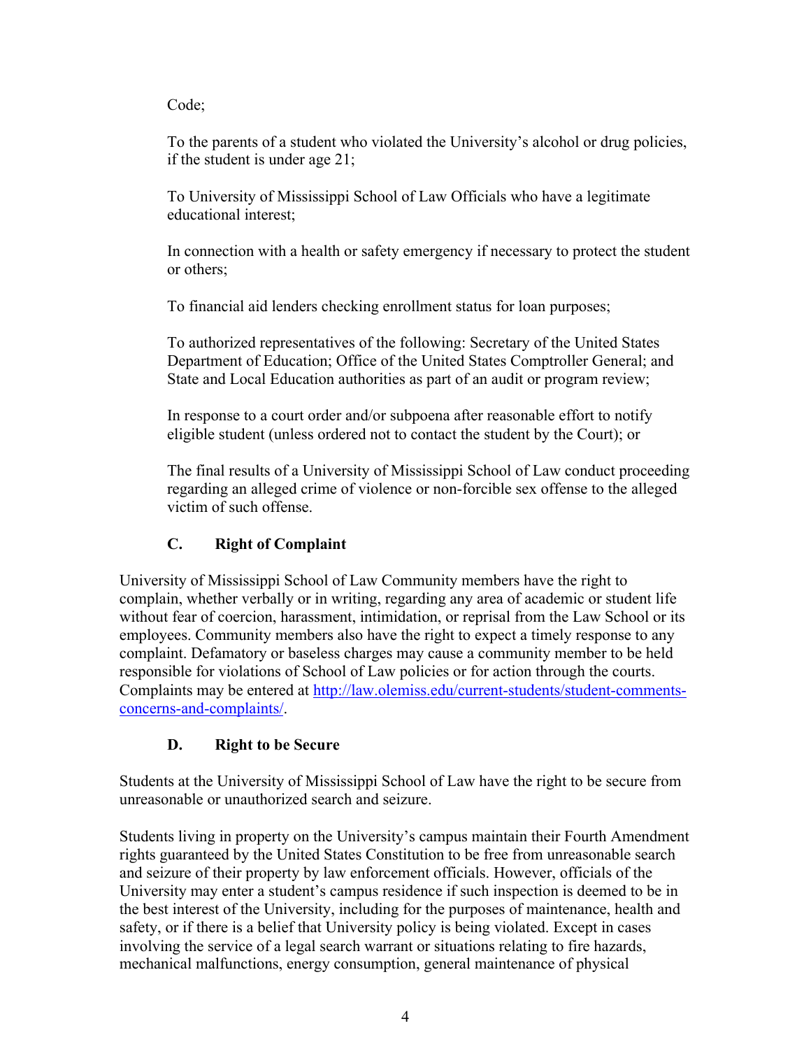Code;

To the parents of a student who violated the University's alcohol or drug policies, if the student is under age 21;

To University of Mississippi School of Law Officials who have a legitimate educational interest;

In connection with a health or safety emergency if necessary to protect the student or others;

To financial aid lenders checking enrollment status for loan purposes;

To authorized representatives of the following: Secretary of the United States Department of Education; Office of the United States Comptroller General; and State and Local Education authorities as part of an audit or program review;

In response to a court order and/or subpoena after reasonable effort to notify eligible student (unless ordered not to contact the student by the Court); or

The final results of a University of Mississippi School of Law conduct proceeding regarding an alleged crime of violence or non-forcible sex offense to the alleged victim of such offense.

### C. Right of Complaint

University of Mississippi School of Law Community members have the right to complain, whether verbally or in writing, regarding any area of academic or student life without fear of coercion, harassment, intimidation, or reprisal from the Law School or its employees. Community members also have the right to expect a timely response to any complaint. Defamatory or baseless charges may cause a community member to be held responsible for violations of School of Law policies or for action through the courts. Complaints may be entered at [http://law.olemiss.edu/current-students/student-comments-concerns-and-complaints/](http://law.olemiss.edu/current-students/student-comments-concerns-and-complaints/).

### D. Right to be Secure

Students at the University of Mississippi School of Law have the right to be secure from unreasonable or unauthorized search and seizure.

Students living in property on the University's campus maintain their Fourth Amendment rights guaranteed by the United States Constitution to be free from unreasonable search and seizure of their property by law enforcement officials. However, officials of the University may enter a student's campus residence if such inspection is deemed to be in the best interest of the University, including for the purposes of maintenance, health and safety, or if there is a belief that University policy is being violated. Except in cases involving the service of a legal search warrant or situations relating to fire hazards, mechanical malfunctions, energy consumption, general maintenance of physical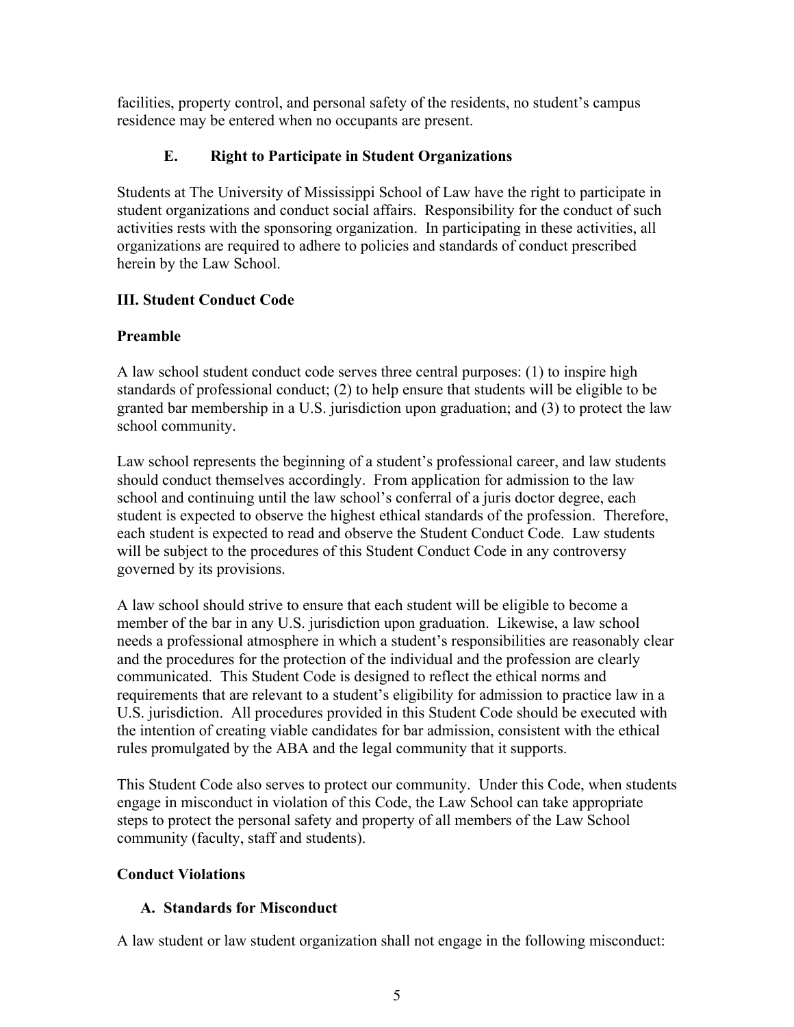facilities, property control, and personal safety of the residents, no student's campus residence may be entered when no occupants are present.

### E. Right to Participate in Student Organizations

Students at The University of Mississippi School of Law have the right to participate in student organizations and conduct social affairs. Responsibility for the conduct of such activities rests with the sponsoring organization. In participating in these activities, all organizations are required to adhere to policies and standards of conduct prescribed herein by the Law School.

## III. Student Conduct Code

### Preamble

A law school student conduct code serves three central purposes: (1) to inspire high standards of professional conduct; (2) to help ensure that students will be eligible to be granted bar membership in a U.S. jurisdiction upon graduation; and (3) to protect the law school community.

Law school represents the beginning of a student's professional career, and law students should conduct themselves accordingly. From application for admission to the law school and continuing until the law school's conferral of a juris doctor degree, each student is expected to observe the highest ethical standards of the profession. Therefore, each student is expected to read and observe the Student Conduct Code. Law students will be subject to the procedures of this Student Conduct Code in any controversy governed by its provisions.

A law school should strive to ensure that each student will be eligible to become a member of the bar in any U.S. jurisdiction upon graduation. Likewise, a law school needs a professional atmosphere in which a student's responsibilities are reasonably clear and the procedures for the protection of the individual and the profession are clearly communicated. This Student Code is designed to reflect the ethical norms and requirements that are relevant to a student's eligibility for admission to practice law in a U.S. jurisdiction. All procedures provided in this Student Code should be executed with the intention of creating viable candidates for bar admission, consistent with the ethical rules promulgated by the ABA and the legal community that it supports.

This Student Code also serves to protect our community. Under this Code, when students engage in misconduct in violation of this Code, the Law School can take appropriate steps to protect the personal safety and property of all members of the Law School community (faculty, staff and students).

### Conduct Violations

#### A. Standards for Misconduct

A law student or law student organization shall not engage in the following misconduct: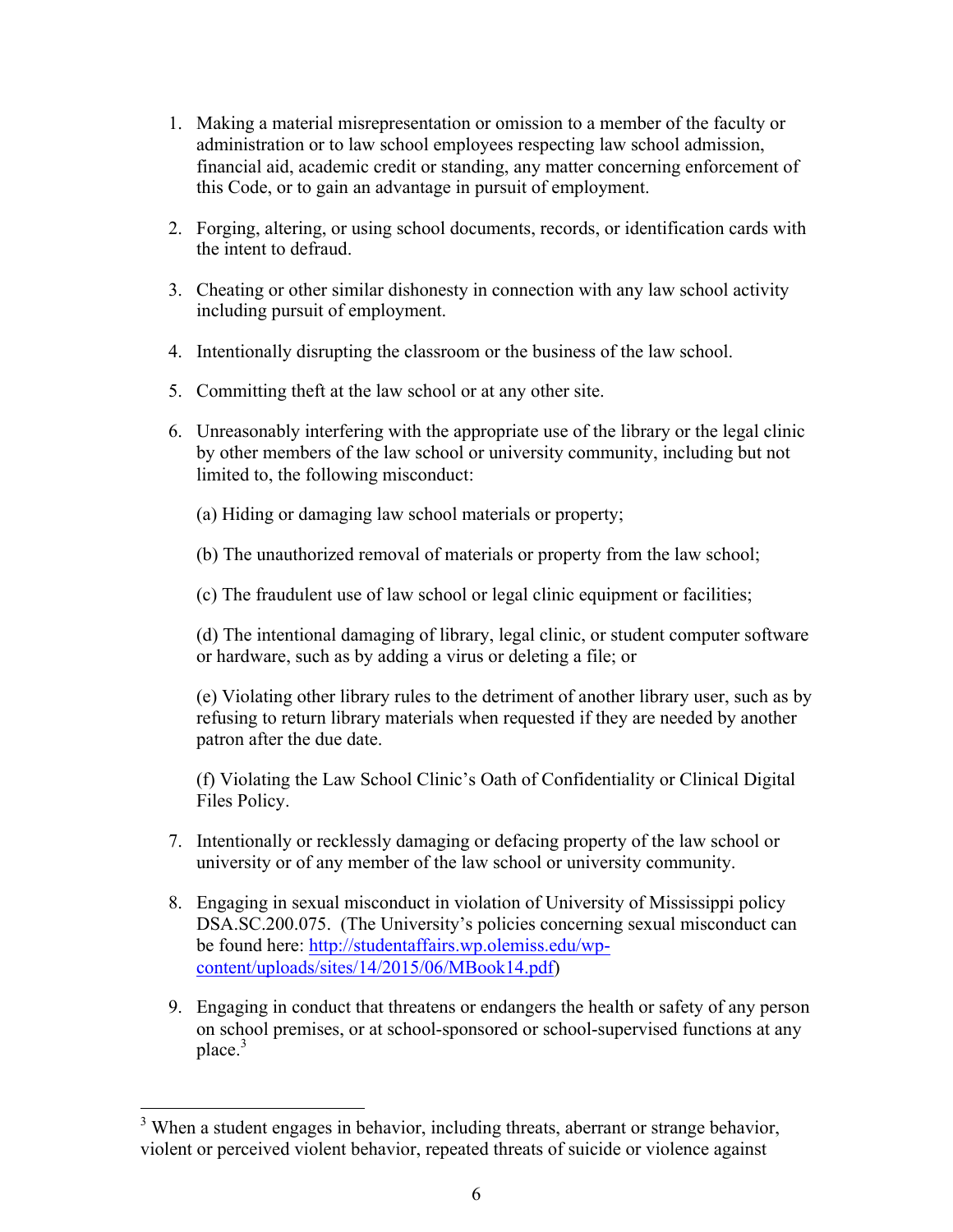1. Making a material misrepresentation or omission to a member of the faculty or administration or to law school employees respecting law school admission, financial aid, academic credit or standing, any matter concerning enforcement of this Code, or to gain an advantage in pursuit of employment.

2. Forging, altering, or using school documents, records, or identification cards with the intent to defraud.

3. Cheating or other similar dishonesty in connection with any law school activity including pursuit of employment.

4. Intentionally disrupting the classroom or the business of the law school.

5. Committing theft at the law school or at any other site.

6. Unreasonably interfering with the appropriate use of the library or the legal clinic by other members of the law school or university community, including but not limited to, the following misconduct:

   (a) Hiding or damaging law school materials or property;

   (b) The unauthorized removal of materials or property from the law school;

   (c) The fraudulent use of law school or legal clinic equipment or facilities;

   (d) The intentional damaging of library, legal clinic, or student computer software or hardware, such as by adding a virus or deleting a file; or

   (e) Violating other library rules to the detriment of another library user, such as by refusing to return library materials when requested if they are needed by another patron after the due date.

   (f) Violating the Law School Clinic's Oath of Confidentiality or Clinical Digital Files Policy.

7. Intentionally or recklessly damaging or defacing property of the law school or university or of any member of the law school or university community.

8. Engaging in sexual misconduct in violation of University of Mississippi policy DSA.SC.200.075. (The University's policies concerning sexual misconduct can be found here: [http://studentaffairs.wp.olemiss.edu/wp-content/uploads/sites/14/2015/06/MBook14.pdf](http://studentaffairs.wp.olemiss.edu/wp-content/uploads/sites/14/2015/06/MBook14.pdf))

9. Engaging in conduct that threatens or endangers the health or safety of any person on school premises, or at school-sponsored or school-supervised functions at any place.[3]

---

[3] When a student engages in behavior, including threats, aberrant or strange behavior, violent or perceived violent behavior, repeated threats of suicide or violence against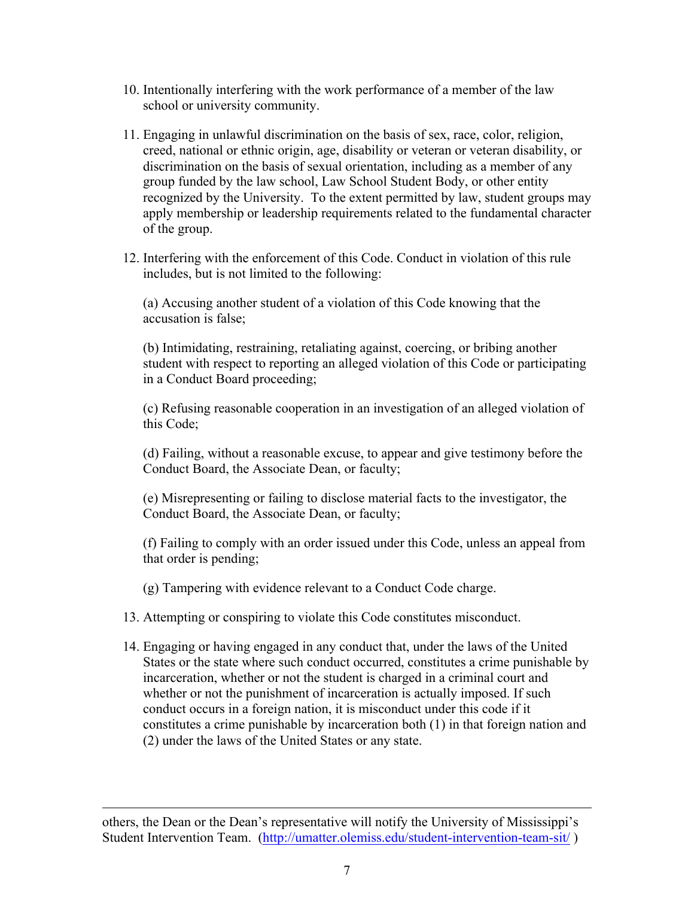10. Intentionally interfering with the work performance of a member of the law school or university community.

11. Engaging in unlawful discrimination on the basis of sex, race, color, religion, creed, national or ethnic origin, age, disability or veteran or veteran disability, or discrimination on the basis of sexual orientation, including as a member of any group funded by the law school, Law School Student Body, or other entity recognized by the University. To the extent permitted by law, student groups may apply membership or leadership requirements related to the fundamental character of the group.

12. Interfering with the enforcement of this Code. Conduct in violation of this rule includes, but is not limited to the following:

    (a) Accusing another student of a violation of this Code knowing that the accusation is false;

    (b) Intimidating, restraining, retaliating against, coercing, or bribing another student with respect to reporting an alleged violation of this Code or participating in a Conduct Board proceeding;

    (c) Refusing reasonable cooperation in an investigation of an alleged violation of this Code;

    (d) Failing, without a reasonable excuse, to appear and give testimony before the Conduct Board, the Associate Dean, or faculty;

    (e) Misrepresenting or failing to disclose material facts to the investigator, the Conduct Board, the Associate Dean, or faculty;

    (f) Failing to comply with an order issued under this Code, unless an appeal from that order is pending;

    (g) Tampering with evidence relevant to a Conduct Code charge.

13. Attempting or conspiring to violate this Code constitutes misconduct.

14. Engaging or having engaged in any conduct that, under the laws of the United States or the state where such conduct occurred, constitutes a crime punishable by incarceration, whether or not the student is charged in a criminal court and whether or not the punishment of incarceration is actually imposed. If such conduct occurs in a foreign nation, it is misconduct under this code if it constitutes a crime punishable by incarceration both (1) in that foreign nation and (2) under the laws of the United States or any state.

---

others, the Dean or the Dean's representative will notify the University of Mississippi's Student Intervention Team. (http://umatter.olemiss.edu/student-intervention-team-sit/ )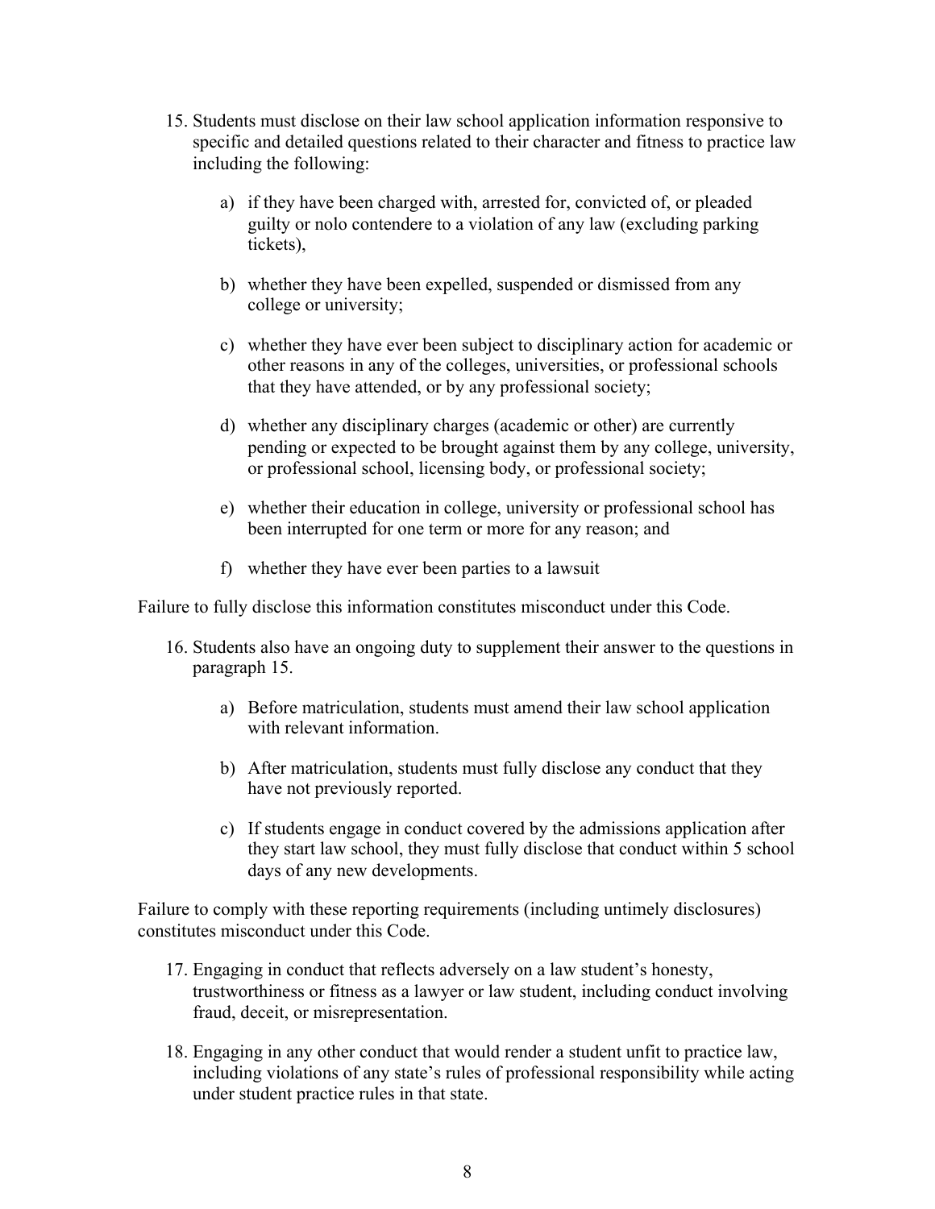15. Students must disclose on their law school application information responsive to specific and detailed questions related to their character and fitness to practice law including the following:

    a) if they have been charged with, arrested for, convicted of, or pleaded guilty or nolo contendere to a violation of any law (excluding parking tickets),

    b) whether they have been expelled, suspended or dismissed from any college or university;

    c) whether they have ever been subject to disciplinary action for academic or other reasons in any of the colleges, universities, professional schools that they have attended, or by any professional society;

    d) whether any disciplinary charges (academic or other) are currently pending or expected to be brought against them by any college, university, or professional school, licensing body, or professional society;

    e) whether their education in college, university or professional school has been interrupted for one term or more for any reason; and

    f) whether they have ever been parties to a lawsuit

Failure to fully disclose this information constitutes misconduct under this Code.

16. Students also have an ongoing duty to supplement their answer to the questions in paragraph 15.

    a) Before matriculation, students must amend their law school application with relevant information.

    b) After matriculation, students must fully disclose any conduct that they have not previously reported.

    c) If students engage in conduct covered by the admissions application after they start law school, they must fully disclose that conduct within 5 school days of any new developments.

Failure to comply with these reporting requirements (including untimely disclosures) constitutes misconduct under this Code.

17. Engaging in conduct that reflects adversely on a law student's honesty, trustworthiness or fitness as a lawyer or law student, including conduct involving fraud, deceit, or misrepresentation.

18. Engaging in any other conduct that would render a student unfit to practice law, including violations of any state's rules of professional responsibility while acting under student practice rules in that state.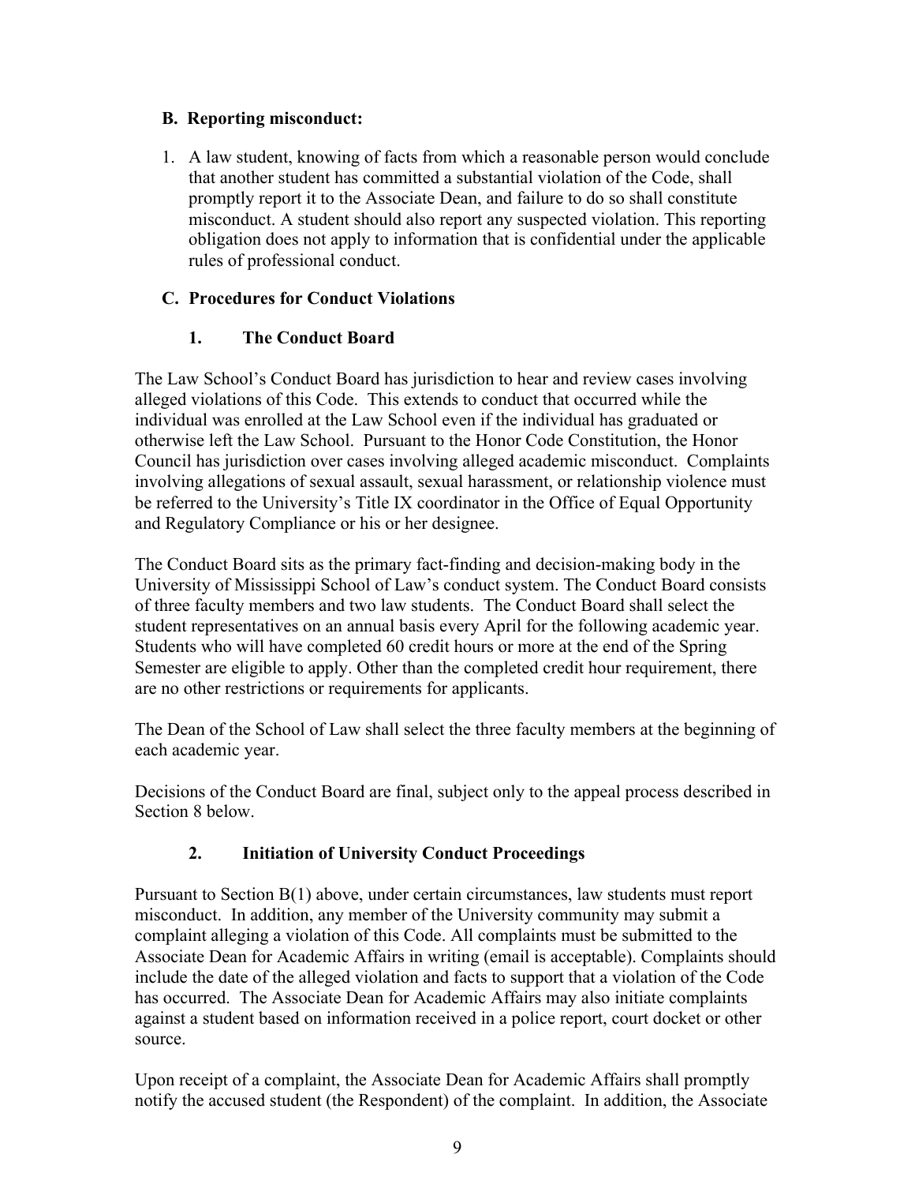### B. Reporting misconduct:

1. A law student, knowing of facts from which a reasonable person would conclude that another student has committed a substantial violation of the Code, shall promptly report it to the Associate Dean, and failure to do so shall constitute misconduct. A student should also report any suspected violation. This reporting obligation does not apply to information that is confidential under the applicable rules of professional conduct.

### C. Procedures for Conduct Violations

#### 1. The Conduct Board

The Law School's Conduct Board has jurisdiction to hear and review cases involving alleged violations of this Code. This extends to conduct that occurred while the individual was enrolled at the Law School even if the individual has graduated or otherwise left the Law School. Pursuant to the Honor Code Constitution, the Honor Council has jurisdiction over cases involving alleged academic misconduct. Complaints involving allegations of sexual assault, sexual harassment, or relationship violence must be referred to the University's Title IX coordinator in the Office of Equal Opportunity and Regulatory Compliance or his or her designee.

The Conduct Board sits as the primary fact-finding and decision-making body in the University of Mississippi School of Law's conduct system. The Conduct Board consists of three faculty members and two law students. The Conduct Board shall select the student representatives on an annual basis every April for the following academic year. Students who will have completed 60 credit hours or more at the end of the Spring Semester are eligible to apply. Other than the completed credit hour requirement, there are no other restrictions or requirements for applicants.

The Dean of the School of Law shall select the three faculty members at the beginning of each academic year.

Decisions of the Conduct Board are final, subject only to the appeal process described in Section 8 below.

#### 2. Initiation of University Conduct Proceedings

Pursuant to Section B(1) above, under certain circumstances, law students must report misconduct. In addition, any member of the University community may submit a complaint alleging a violation of this Code. All complaints must be submitted to the Associate Dean for Academic Affairs in writing (email is acceptable). Complaints should include the date of the alleged violation and facts to support that a violation of the Code has occurred. The Associate Dean for Academic Affairs may also initiate complaints against a student based on information received in a police report, court docket or other source.

Upon receipt of a complaint, the Associate Dean for Academic Affairs shall promptly notify the accused student (the Respondent) of the complaint. In addition, the Associate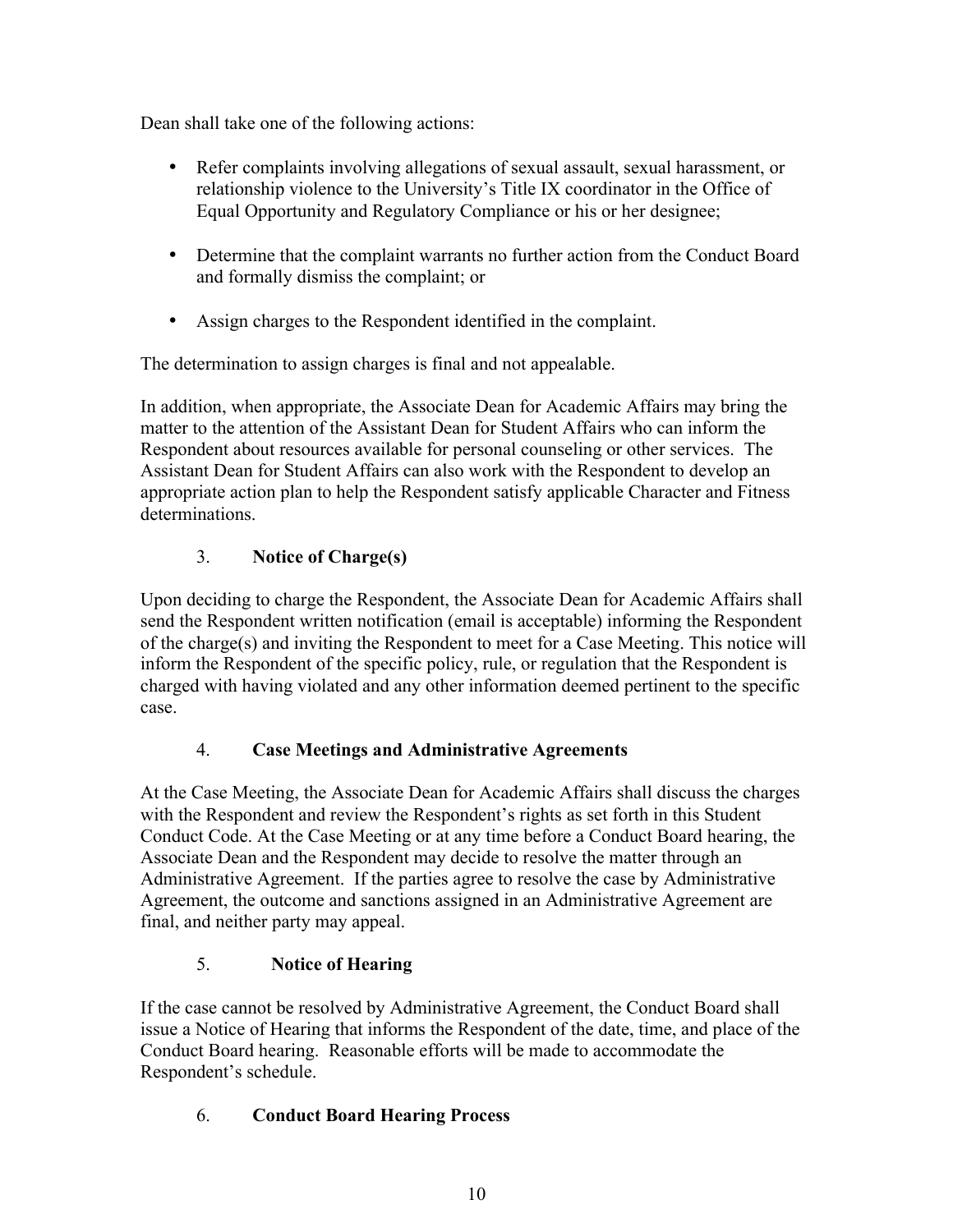Dean shall take one of the following actions:

- Refer complaints involving allegations of sexual assault, sexual harassment, or relationship violence to the University's Title IX coordinator in the Office of Equal Opportunity and Regulatory Compliance or his or her designee;

- Determine that the complaint warrants no further action from the Conduct Board and formally dismiss the complaint; or

- Assign charges to the Respondent identified in the complaint.

The determination to assign charges is final and not appealable.

In addition, when appropriate, the Associate Dean for Academic Affairs may bring the matter to the attention of the Assistant Dean for Student Affairs who can inform the Respondent about resources available for personal counseling or other services. The Assistant Dean for Student Affairs can also work with the Respondent to develop an appropriate action plan to help the Respondent satisfy applicable Character and Fitness determinations.

### 3. **Notice of Charge(s)**

Upon deciding to charge the Respondent, the Associate Dean for Academic Affairs shall send the Respondent written notification (email is acceptable) informing the Respondent of the charge(s) and inviting the Respondent to meet for a Case Meeting. This notice will inform the Respondent of the specific policy, rule, or regulation that the Respondent is charged with having violated and any other information deemed pertinent to the specific case.

### 4. **Case Meetings and Administrative Agreements**

At the Case Meeting, the Associate Dean for Academic Affairs shall discuss the charges with the Respondent and review the Respondent's rights as set forth in this Student Conduct Code. At the Case Meeting or at any time before a Conduct Board hearing, the Associate Dean and the Respondent may decide to resolve the matter through an Administrative Agreement. If the parties agree to resolve the case by Administrative Agreement, the outcome and sanctions assigned in an Administrative Agreement are final, and neither party may appeal.

### 5. **Notice of Hearing**

If the case cannot be resolved by Administrative Agreement, the Conduct Board shall issue a Notice of Hearing that informs the Respondent of the date, time, and place of the Conduct Board hearing. Reasonable efforts will be made to accommodate the Respondent's schedule.

### 6. **Conduct Board Hearing Process**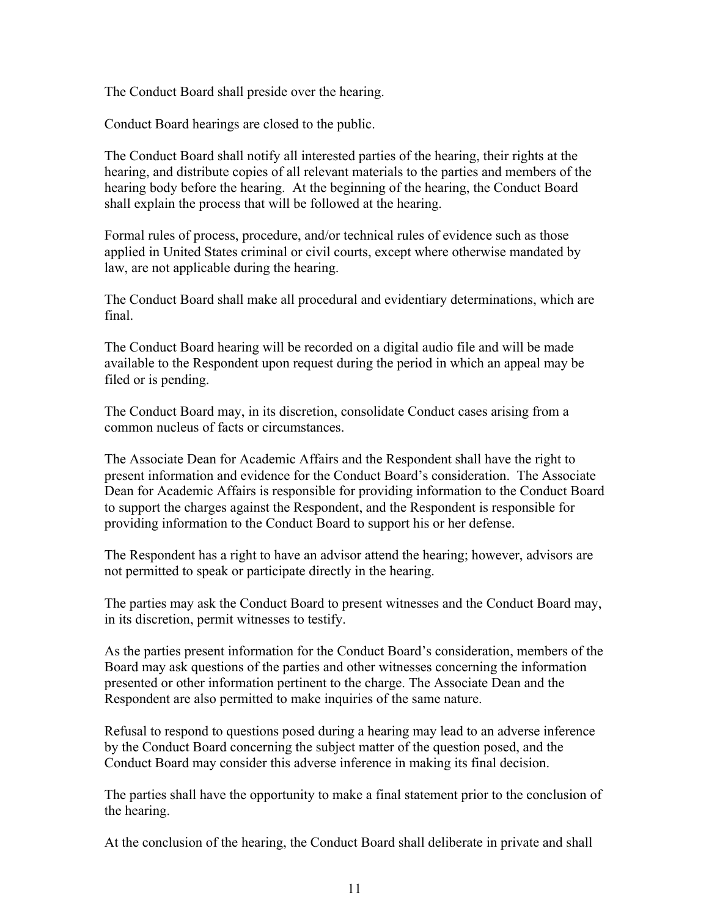The Conduct Board shall preside over the hearing.

Conduct Board hearings are closed to the public.

The Conduct Board shall notify all interested parties of the hearing, their rights at the hearing, and distribute copies of all relevant materials to the parties and members of the hearing body before the hearing. At the beginning of the hearing, the Conduct Board shall explain the process that will be followed at the hearing.

Formal rules of process, procedure, and/or technical rules of evidence such as those applied in United States criminal or civil courts, except where otherwise mandated by law, are not applicable during the hearing.

The Conduct Board shall make all procedural and evidentiary determinations, which are final.

The Conduct Board hearing will be recorded on a digital audio file and will be made available to the Respondent upon request during the period in which an appeal may be filed or is pending.

The Conduct Board may, in its discretion, consolidate Conduct cases arising from a common nucleus of facts or circumstances.

The Associate Dean for Academic Affairs and the Respondent shall have the right to present information and evidence for the Conduct Board's consideration. The Associate Dean for Academic Affairs is responsible for providing information to the Conduct Board to support the charges against the Respondent, and the Respondent is responsible for providing information to the Conduct Board to support his or her defense.

The Respondent has a right to have an advisor attend the hearing; however, advisors are not permitted to speak or participate directly in the hearing.

The parties may ask the Conduct Board to present witnesses and the Conduct Board may, in its discretion, permit witnesses to testify.

As the parties present information for the Conduct Board's consideration, members of the Board may ask questions of the parties and other witnesses concerning the information presented or other information pertinent to the charge. The Associate Dean and the Respondent are also permitted to make inquiries of the same nature.

Refusal to respond to questions posed during a hearing may lead to an adverse inference by the Conduct Board concerning the subject matter of the question posed, and the Conduct Board may consider this adverse inference in making its final decision.

The parties shall have the opportunity to make a final statement prior to the conclusion of the hearing.

At the conclusion of the hearing, the Conduct Board shall deliberate in private and shall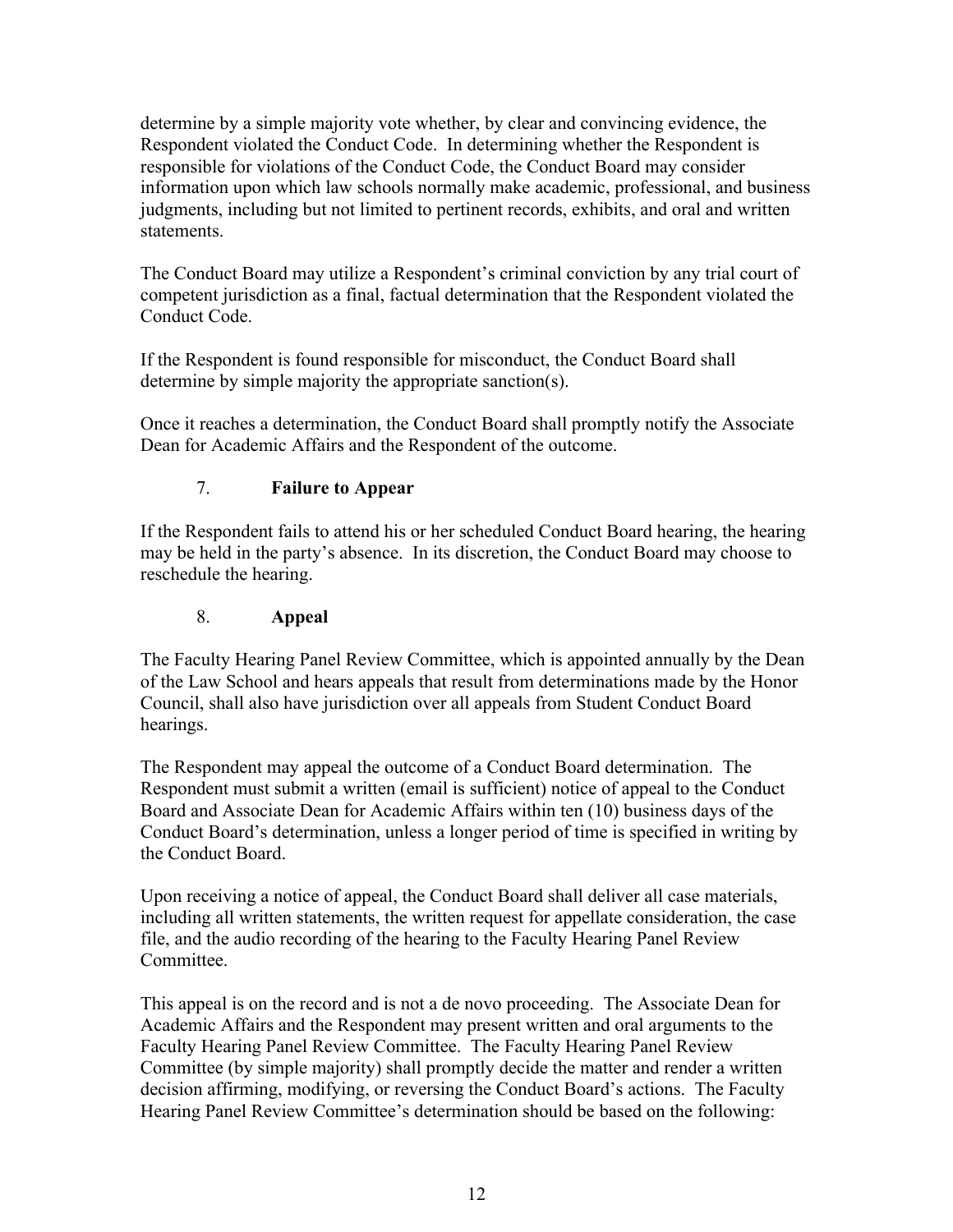determine by a simple majority vote whether, by clear and convincing evidence, the Respondent violated the Conduct Code. In determining whether the Respondent is responsible for violations of the Conduct Code, the Conduct Board may consider information upon which law schools normally make academic, professional, and business judgments, including but not limited to pertinent records, exhibits, and oral and written statements.

The Conduct Board may utilize a Respondent's criminal conviction by any trial court of competent jurisdiction as a final, factual determination that the Respondent violated the Conduct Code.

If the Respondent is found responsible for misconduct, the Conduct Board shall determine by simple majority the appropriate sanction(s).

Once it reaches a determination, the Conduct Board shall promptly notify the Associate Dean for Academic Affairs and the Respondent of the outcome.

### 7. **Failure to Appear**

If the Respondent fails to attend his or her scheduled Conduct Board hearing, the hearing may be held in the party's absence. In its discretion, the Conduct Board may choose to reschedule the hearing.

### 8. **Appeal**

The Faculty Hearing Panel Review Committee, which is appointed annually by the Dean of the Law School and hears appeals that result from determinations made by the Honor Council, shall also have jurisdiction over all appeals from Student Conduct Board hearings.

The Respondent may appeal the outcome of a Conduct Board determination. The Respondent must submit a written (email is sufficient) notice of appeal to the Conduct Board and Associate Dean for Academic Affairs within ten (10) business days of the Conduct Board's determination, unless a longer period of time is specified in writing by the Conduct Board.

Upon receiving a notice of appeal, the Conduct Board shall deliver all case materials, including all written statements, the written request for appellate consideration, the case file, and the audio recording of the hearing to the Faculty Hearing Panel Review Committee.

This appeal is on the record and is not a de novo proceeding. The Associate Dean for Academic Affairs and the Respondent may present written and oral arguments to the Faculty Hearing Panel Review Committee. The Faculty Hearing Panel Review Committee (by simple majority) shall promptly decide the matter and render a written decision affirming, modifying, or reversing the Conduct Board's actions. The Faculty Hearing Panel Review Committee's determination should be based on the following: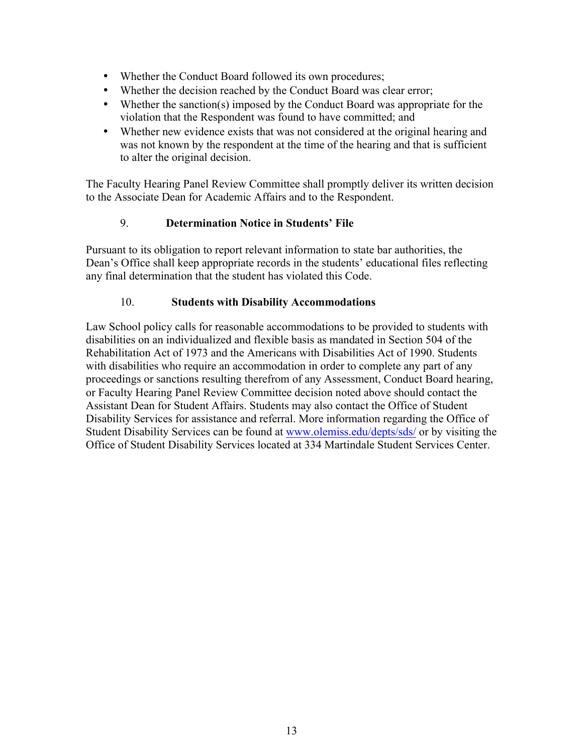- Whether the Conduct Board followed its own procedures;
- Whether the decision reached by the Conduct Board was clear error;
- Whether the sanction(s) imposed by the Conduct Board was appropriate for the violation that the Respondent was found to have committed; and
- Whether new evidence exists that was not considered at the original hearing and was not known by the respondent at the time of the hearing and that is sufficient to alter the original decision.

The Faculty Hearing Panel Review Committee shall promptly deliver its written decision to the Associate Dean for Academic Affairs and to the Respondent.

### 9. Determination Notice in Students' File

Pursuant to its obligation to report relevant information to state bar authorities, the Dean's Office shall keep appropriate records in the students' educational files reflecting any final determination that the student has violated this Code.

### 10. Students with Disability Accommodations

Law School policy calls for reasonable accommodations to be provided to students with disabilities on an individualized and flexible basis as mandated in Section 504 of the Rehabilitation Act of 1973 and the Americans with Disabilities Act of 1990. Students with disabilities who require an accommodation in order to complete any part of any proceedings or sanctions resulting therefrom of any Assessment, Conduct Board hearing, or Faculty Hearing Panel Review Committee decision noted above should contact the Assistant Dean for Student Affairs. Students may also contact the Office of Student Disability Services for assistance and referral. More information regarding the Office of Student Disability Services can be found at www.olemiss.edu/depts/sds/ or by visiting the Office of Student Disability Services located at 334 Martindale Student Services Center.